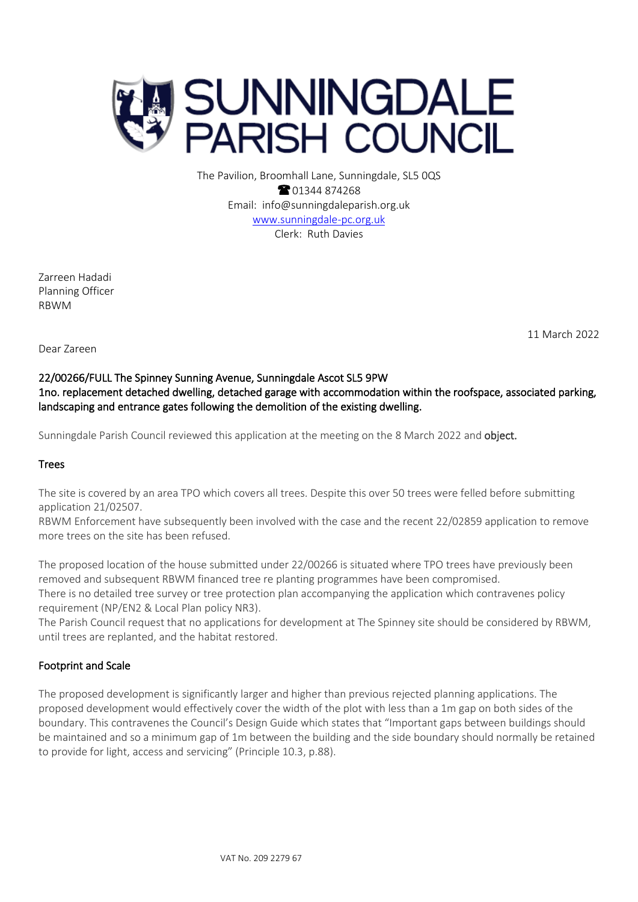# SUNNINGDALE PARISH COUNCIL

The Pavilion, Broomhall Lane, Sunningdale, SL5 0QS
☎ 01344 874268
Email: info@sunningdaleparish.org.uk
www.sunningdale-pc.org.uk
Clerk: Ruth Davies

Zarreen Hadadi
Planning Officer
RBWM

11 March 2022

Dear Zareen

**22/00266/FULL The Spinney Sunning Avenue, Sunningdale Ascot SL5 9PW**
**1no. replacement detached dwelling, detached garage with accommodation within the roofspace, associated parking, landscaping and entrance gates following the demolition of the existing dwelling.**

Sunningdale Parish Council reviewed this application at the meeting on the 8 March 2022 and **object.**

## Trees

The site is covered by an area TPO which covers all trees. Despite this over 50 trees were felled before submitting application 21/02507.
RBWM Enforcement have subsequently been involved with the case and the recent 22/02859 application to remove more trees on the site has been refused.

The proposed location of the house submitted under 22/00266 is situated where TPO trees have previously been removed and subsequent RBWM financed tree re planting programmes have been compromised.
There is no detailed tree survey or tree protection plan accompanying the application which contravenes policy requirement (NP/EN2 & Local Plan policy NR3).
The Parish Council request that no applications for development at The Spinney site should be considered by RBWM, until trees are replanted, and the habitat restored.

## Footprint and Scale

The proposed development is significantly larger and higher than previous rejected planning applications. The proposed development would effectively cover the width of the plot with less than a 1m gap on both sides of the boundary. This contravenes the Council's Design Guide which states that "Important gaps between buildings should be maintained and so a minimum gap of 1m between the building and the side boundary should normally be retained to provide for light, access and servicing" (Principle 10.3, p.88).

VAT No. 209 2279 67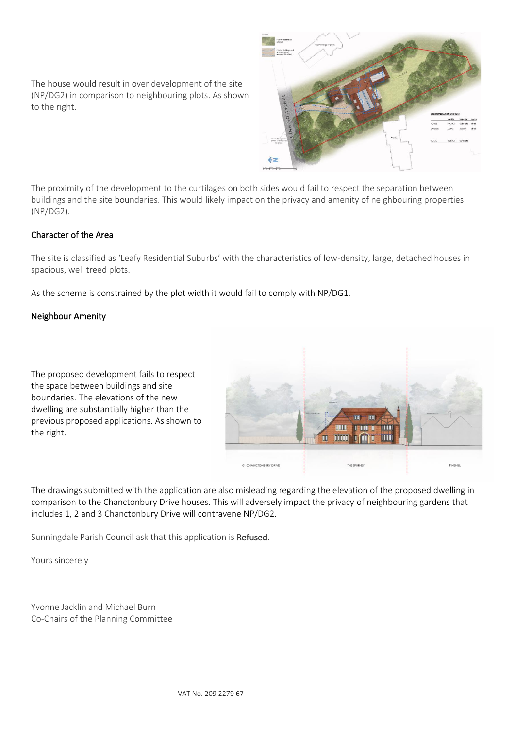The house would result in over development of the site (NP/DG2) in comparison to neighbouring plots. As shown to the right.

The proximity of the development to the curtilages on both sides would fail to respect the separation between buildings and the site boundaries. This would likely impact on the privacy and amenity of neighbouring properties (NP/DG2).

## Character of the Area

The site is classified as 'Leafy Residential Suburbs' with the characteristics of low-density, large, detached houses in spacious, well treed plots.

As the scheme is constrained by the plot width it would fail to comply with NP/DG1.

## Neighbour Amenity

The proposed development fails to respect the space between buildings and site boundaries. The elevations of the new dwelling are substantially higher than the previous proposed applications. As shown to the right.

The drawings submitted with the application are also misleading regarding the elevation of the proposed dwelling in comparison to the Chanctonbury Drive houses. This will adversely impact the privacy of neighbouring gardens that includes 1, 2 and 3 Chanctonbury Drive will contravene NP/DG2.

Sunningdale Parish Council ask that this application is **Refused**.

Yours sincerely

Yvonne Jacklin and Michael Burn
Co-Chairs of the Planning Committee

VAT No. 209 2279 67